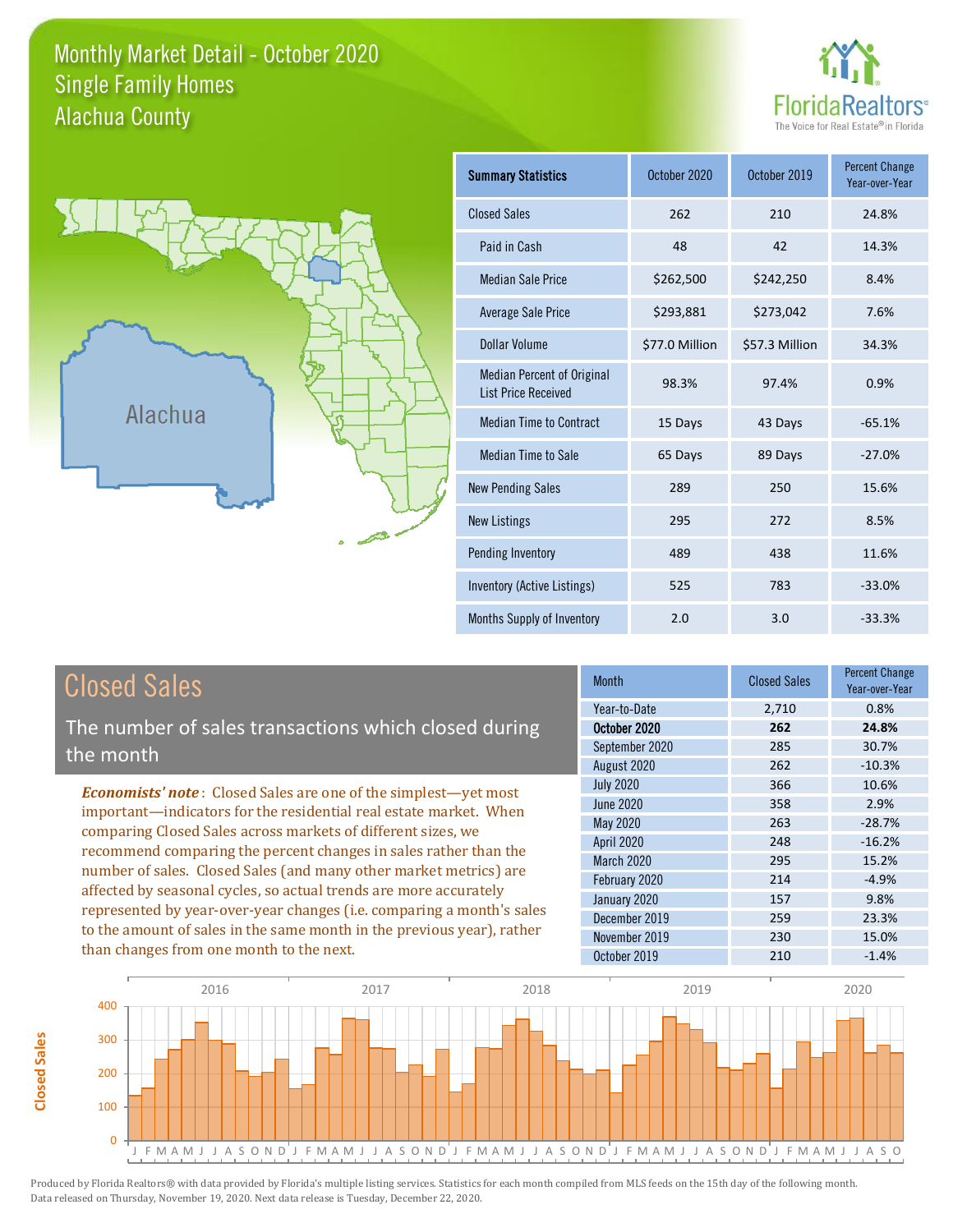# Monthly Market Detail - October 2020
## Single Family Homes
## Alachua County

FloridaRealtors® The Voice for Real Estate® in Florida

Alachua

| Summary Statistics | October 2020 | October 2019 | Percent Change Year-over-Year |
|---|---|---|---|
| Closed Sales | 262 | 210 | 24.8% |
| Paid in Cash | 48 | 42 | 14.3% |
| Median Sale Price | $262,500 | $242,250 | 8.4% |
| Average Sale Price | $293,881 | $273,042 | 7.6% |
| Dollar Volume | $77.0 Million | $57.3 Million | 34.3% |
| Median Percent of Original List Price Received | 98.3% | 97.4% | 0.9% |
| Median Time to Contract | 15 Days | 43 Days | -65.1% |
| Median Time to Sale | 65 Days | 89 Days | -27.0% |
| New Pending Sales | 289 | 250 | 15.6% |
| New Listings | 295 | 272 | 8.5% |
| Pending Inventory | 489 | 438 | 11.6% |
| Inventory (Active Listings) | 525 | 783 | -33.0% |
| Months Supply of Inventory | 2.0 | 3.0 | -33.3% |

## Closed Sales

The number of sales transactions which closed during the month

***Economists' note***: Closed Sales are one of the simplest—yet most important—indicators for the residential real estate market. When comparing Closed Sales across markets of different sizes, we recommend comparing the percent changes in sales rather than the number of sales. Closed Sales (and many other market metrics) are affected by seasonal cycles, so actual trends are more accurately represented by year-over-year changes (i.e. comparing a month's sales to the amount of sales in the same month in the previous year), rather than changes from one month to the next.

| Month | Closed Sales | Percent Change Year-over-Year |
|---|---|---|
| Year-to-Date | 2,710 | 0.8% |
| **October 2020** | **262** | **24.8%** |
| September 2020 | 285 | 30.7% |
| August 2020 | 262 | -10.3% |
| July 2020 | 366 | 10.6% |
| June 2020 | 358 | 2.9% |
| May 2020 | 263 | -28.7% |
| April 2020 | 248 | -16.2% |
| March 2020 | 295 | 15.2% |
| February 2020 | 214 | -4.9% |
| January 2020 | 157 | 9.8% |
| December 2019 | 259 | 23.3% |
| November 2019 | 230 | 15.0% |
| October 2019 | 210 | -1.4% |

Produced by Florida Realtors® with data provided by Florida's multiple listing services. Statistics for each month compiled from MLS feeds on the 15th day of the following month. Data released on Thursday, November 19, 2020. Next data release is Tuesday, December 22, 2020.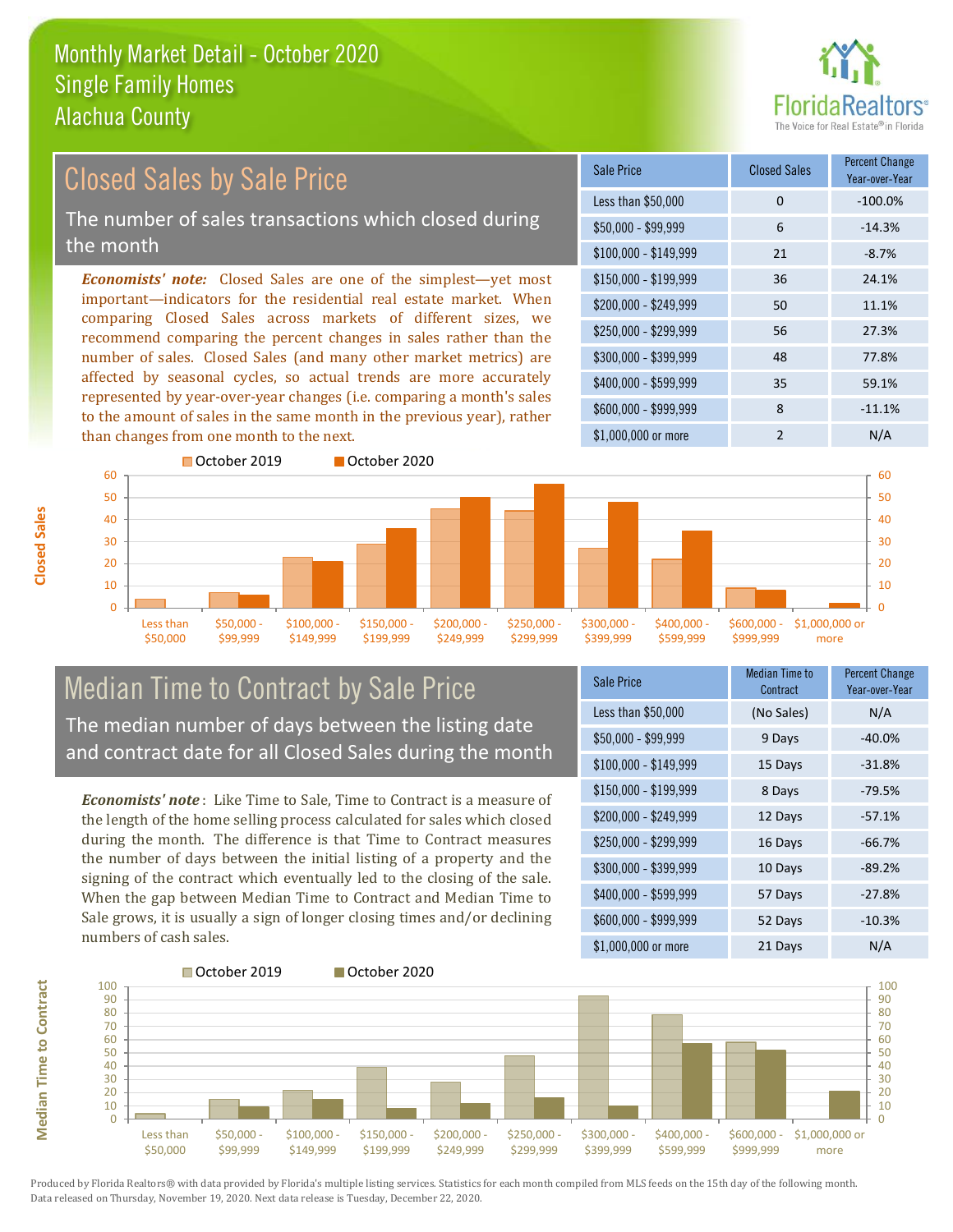# Monthly Market Detail - October 2020
## Single Family Homes
## Alachua County

## Closed Sales by Sale Price

The number of sales transactions which closed during the month

*Economists' note:* Closed Sales are one of the simplest—yet most important—indicators for the residential real estate market. When comparing Closed Sales across markets of different sizes, we recommend comparing the percent changes in sales rather than the number of sales. Closed Sales (and many other market metrics) are affected by seasonal cycles, so actual trends are more accurately represented by year-over-year changes (i.e. comparing a month's sales to the amount of sales in the same month in the previous year), rather than changes from one month to the next.

| Sale Price | Closed Sales | Percent Change Year-over-Year |
|---|---|---|
| Less than $50,000 | 0 | -100.0% |
| $50,000 - $99,999 | 6 | -14.3% |
| $100,000 - $149,999 | 21 | -8.7% |
| $150,000 - $199,999 | 36 | 24.1% |
| $200,000 - $249,999 | 50 | 11.1% |
| $250,000 - $299,999 | 56 | 27.3% |
| $300,000 - $399,999 | 48 | 77.8% |
| $400,000 - $599,999 | 35 | 59.1% |
| $600,000 - $999,999 | 8 | -11.1% |
| $1,000,000 or more | 2 | N/A |

## Median Time to Contract by Sale Price

The median number of days between the listing date and contract date for all Closed Sales during the month

*Economists' note*: Like Time to Sale, Time to Contract is a measure of the length of the home selling process calculated for sales which closed during the month. The difference is that Time to Contract measures the number of days between the initial listing of a property and the signing of the contract which eventually led to the closing of the sale. When the gap between Median Time to Contract and Median Time to Sale grows, it is usually a sign of longer closing times and/or declining numbers of cash sales.

| Sale Price | Median Time to Contract | Percent Change Year-over-Year |
|---|---|---|
| Less than $50,000 | (No Sales) | N/A |
| $50,000 - $99,999 | 9 Days | -40.0% |
| $100,000 - $149,999 | 15 Days | -31.8% |
| $150,000 - $199,999 | 8 Days | -79.5% |
| $200,000 - $249,999 | 12 Days | -57.1% |
| $250,000 - $299,999 | 16 Days | -66.7% |
| $300,000 - $399,999 | 10 Days | -89.2% |
| $400,000 - $599,999 | 57 Days | -27.8% |
| $600,000 - $999,999 | 52 Days | -10.3% |
| $1,000,000 or more | 21 Days | N/A |

Produced by Florida Realtors® with data provided by Florida's multiple listing services. Statistics for each month compiled from MLS feeds on the 15th day of the following month. Data released on Thursday, November 19, 2020. Next data release is Tuesday, December 22, 2020.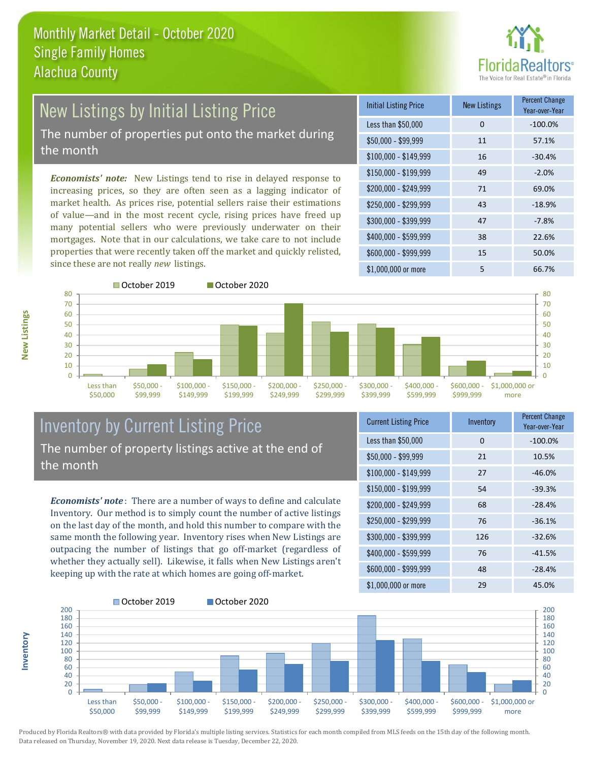# Monthly Market Detail - October 2020
## Single Family Homes
## Alachua County

## New Listings by Initial Listing Price

The number of properties put onto the market during the month

*Economists' note:* New Listings tend to rise in delayed response to increasing prices, so they are often seen as a lagging indicator of market health. As prices rise, potential sellers raise their estimations of value—and in the most recent cycle, rising prices have freed up many potential sellers who were previously underwater on their mortgages. Note that in our calculations, we take care to not include properties that were recently taken off the market and quickly relisted, since these are not really *new* listings.

| Initial Listing Price | New Listings | Percent Change Year-over-Year |
|---|---|---|
| Less than $50,000 | 0 | -100.0% |
| $50,000 - $99,999 | 11 | 57.1% |
| $100,000 - $149,999 | 16 | -30.4% |
| $150,000 - $199,999 | 49 | -2.0% |
| $200,000 - $249,999 | 71 | 69.0% |
| $250,000 - $299,999 | 43 | -18.9% |
| $300,000 - $399,999 | 47 | -7.8% |
| $400,000 - $599,999 | 38 | 22.6% |
| $600,000 - $999,999 | 15 | 50.0% |
| $1,000,000 or more | 5 | 66.7% |

## Inventory by Current Listing Price

The number of property listings active at the end of the month

*Economists' note*: There are a number of ways to define and calculate Inventory. Our method is to simply count the number of active listings on the last day of the month, and hold this number to compare with the same month the following year. Inventory rises when New Listings are outpacing the number of listings that go off-market (regardless of whether they actually sell). Likewise, it falls when New Listings aren't keeping up with the rate at which homes are going off-market.

| Current Listing Price | Inventory | Percent Change Year-over-Year |
|---|---|---|
| Less than $50,000 | 0 | -100.0% |
| $50,000 - $99,999 | 21 | 10.5% |
| $100,000 - $149,999 | 27 | -46.0% |
| $150,000 - $199,999 | 54 | -39.3% |
| $200,000 - $249,999 | 68 | -28.4% |
| $250,000 - $299,999 | 76 | -36.1% |
| $300,000 - $399,999 | 126 | -32.6% |
| $400,000 - $599,999 | 76 | -41.5% |
| $600,000 - $999,999 | 48 | -28.4% |
| $1,000,000 or more | 29 | 45.0% |

Produced by Florida Realtors® with data provided by Florida's multiple listing services. Statistics for each month compiled from MLS feeds on the 15th day of the following month. Data released on Thursday, November 19, 2020. Next data release is Tuesday, December 22, 2020.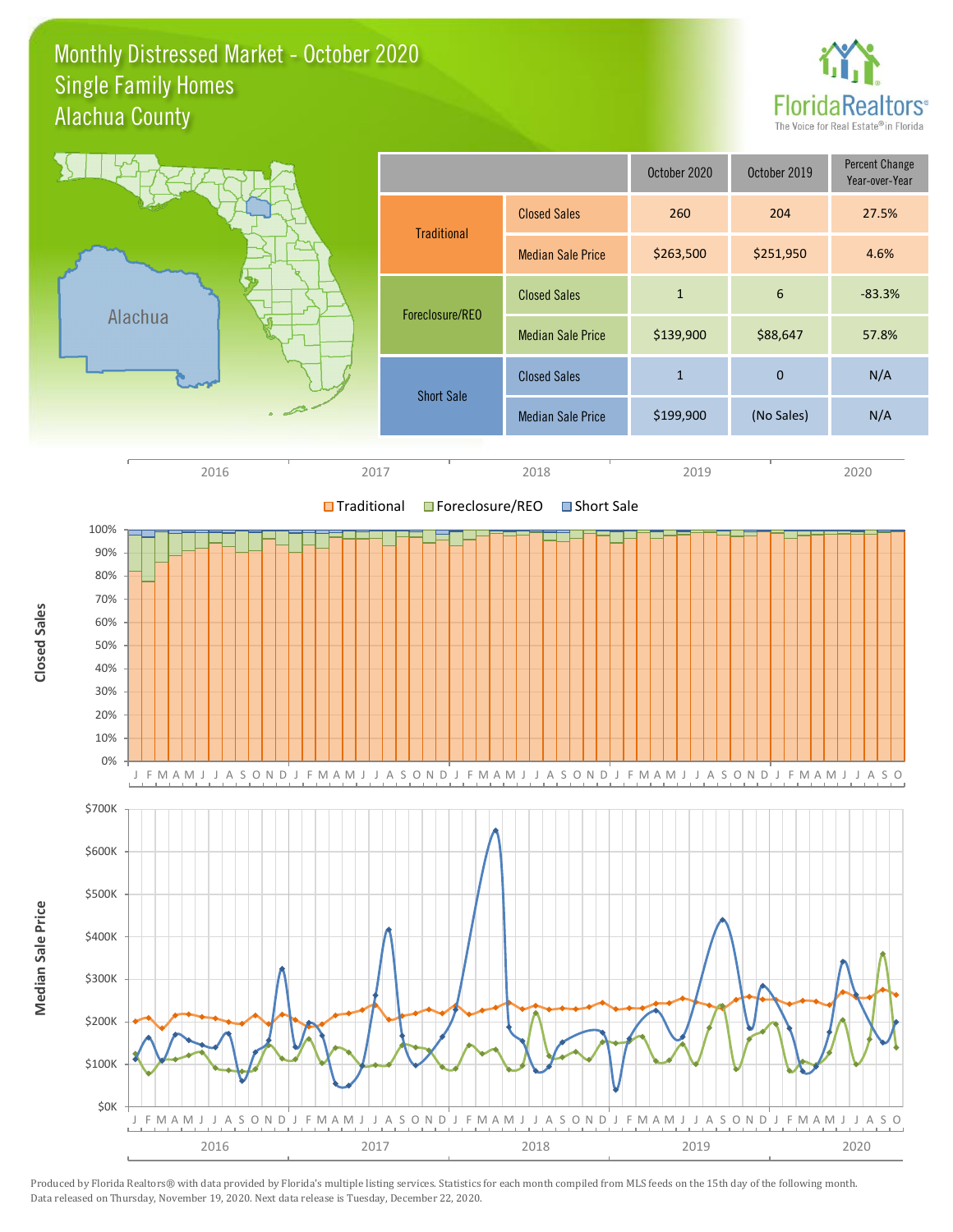# Monthly Distressed Market - October 2020
## Single Family Homes
## Alachua County

| | | October 2020 | October 2019 | Percent Change Year-over-Year |
|---|---|---|---|---|
| Traditional | Closed Sales | 260 | 204 | 27.5% |
| | Median Sale Price | $263,500 | $251,950 | 4.6% |
| Foreclosure/REO | Closed Sales | 1 | 6 | -83.3% |
| | Median Sale Price | $139,900 | $88,647 | 57.8% |
| Short Sale | Closed Sales | 1 | 0 | N/A |
| | Median Sale Price | $199,900 | (No Sales) | N/A |

Produced by Florida Realtors® with data provided by Florida's multiple listing services. Statistics for each month compiled from MLS feeds on the 15th day of the following month. Data released on Thursday, November 19, 2020. Next data release is Tuesday, December 22, 2020.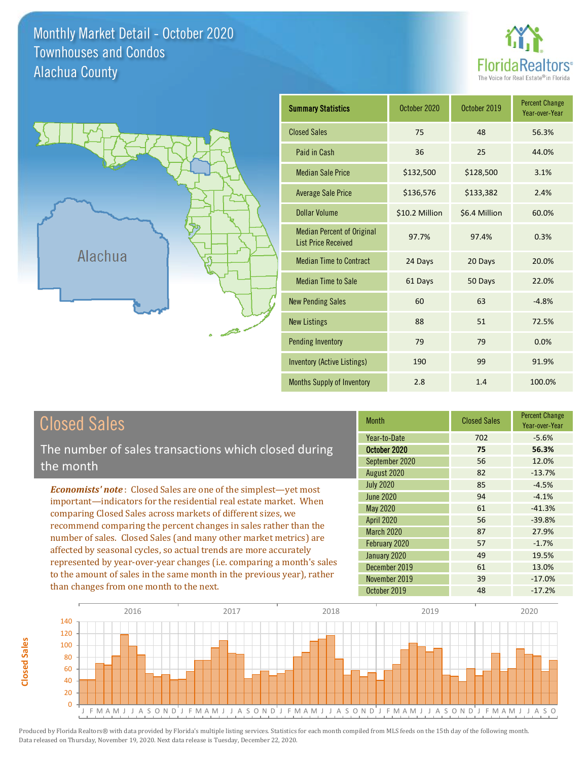# Monthly Market Detail - October 2020
## Townhouses and Condos
## Alachua County

Alachua

| Summary Statistics | October 2020 | October 2019 | Percent Change Year-over-Year |
|---|---|---|---|
| Closed Sales | 75 | 48 | 56.3% |
| Paid in Cash | 36 | 25 | 44.0% |
| Median Sale Price | $132,500 | $128,500 | 3.1% |
| Average Sale Price | $136,576 | $133,382 | 2.4% |
| Dollar Volume | $10.2 Million | $6.4 Million | 60.0% |
| Median Percent of Original List Price Received | 97.7% | 97.4% | 0.3% |
| Median Time to Contract | 24 Days | 20 Days | 20.0% |
| Median Time to Sale | 61 Days | 50 Days | 22.0% |
| New Pending Sales | 60 | 63 | -4.8% |
| New Listings | 88 | 51 | 72.5% |
| Pending Inventory | 79 | 79 | 0.0% |
| Inventory (Active Listings) | 190 | 99 | 91.9% |
| Months Supply of Inventory | 2.8 | 1.4 | 100.0% |

## Closed Sales

The number of sales transactions which closed during the month

***Economists' note***: Closed Sales are one of the simplest—yet most important—indicators for the residential real estate market. When comparing Closed Sales across markets of different sizes, we recommend comparing the percent changes in sales rather than the number of sales. Closed Sales (and many other market metrics) are affected by seasonal cycles, so actual trends are more accurately represented by year-over-year changes (i.e. comparing a month's sales to the amount of sales in the same month in the previous year), rather than changes from one month to the next.

| Month | Closed Sales | Percent Change Year-over-Year |
|---|---|---|
| Year-to-Date | 702 | -5.6% |
| **October 2020** | **75** | **56.3%** |
| September 2020 | 56 | 12.0% |
| August 2020 | 82 | -13.7% |
| July 2020 | 85 | -4.5% |
| June 2020 | 94 | -4.1% |
| May 2020 | 61 | -41.3% |
| April 2020 | 56 | -39.8% |
| March 2020 | 87 | 27.9% |
| February 2020 | 57 | -1.7% |
| January 2020 | 49 | 19.5% |
| December 2019 | 61 | 13.0% |
| November 2019 | 39 | -17.0% |
| October 2019 | 48 | -17.2% |

Produced by Florida Realtors® with data provided by Florida's multiple listing services. Statistics for each month compiled from MLS feeds on the 15th day of the following month. Data released on Thursday, November 19, 2020. Next data release is Tuesday, December 22, 2020.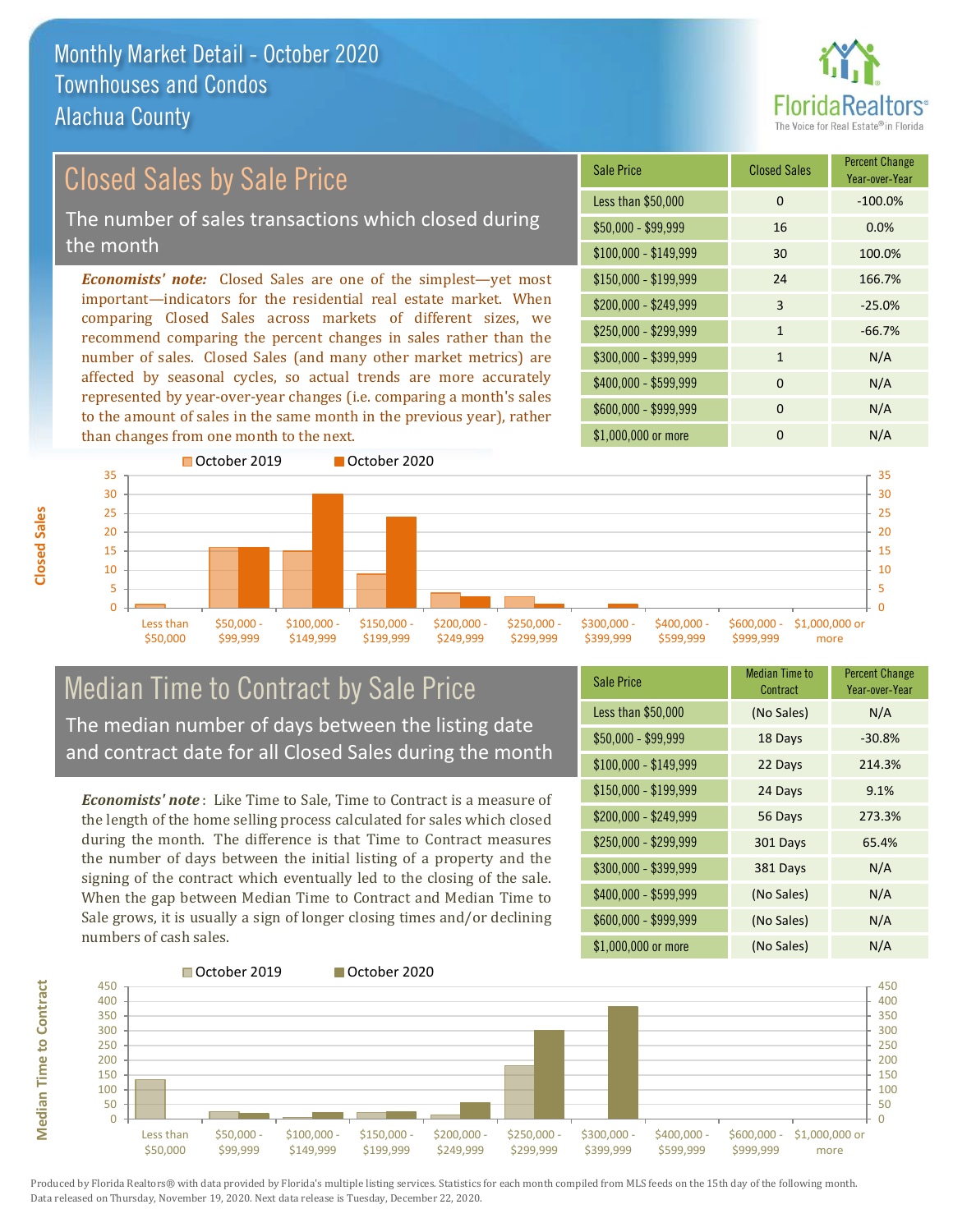# Monthly Market Detail - October 2020
## Townhouses and Condos
## Alachua County

## Closed Sales by Sale Price

The number of sales transactions which closed during the month

***Economists' note:*** Closed Sales are one of the simplest—yet most important—indicators for the residential real estate market. When comparing Closed Sales across markets of different sizes, we recommend comparing the percent changes in sales rather than the number of sales. Closed Sales (and many other market metrics) are affected by seasonal cycles, so actual trends are more accurately represented by year-over-year changes (i.e. comparing a month's sales to the amount of sales in the same month in the previous year), rather than changes from one month to the next.

| Sale Price | Closed Sales | Percent Change Year-over-Year |
|---|---|---|
| Less than $50,000 | 0 | -100.0% |
| $50,000 - $99,999 | 16 | 0.0% |
| $100,000 - $149,999 | 30 | 100.0% |
| $150,000 - $199,999 | 24 | 166.7% |
| $200,000 - $249,999 | 3 | -25.0% |
| $250,000 - $299,999 | 1 | -66.7% |
| $300,000 - $399,999 | 1 | N/A |
| $400,000 - $599,999 | 0 | N/A |
| $600,000 - $999,999 | 0 | N/A |
| $1,000,000 or more | 0 | N/A |

## Median Time to Contract by Sale Price

The median number of days between the listing date and contract date for all Closed Sales during the month

***Economists' note***: Like Time to Sale, Time to Contract is a measure of the length of the home selling process calculated for sales which closed during the month. The difference is that Time to Contract measures the number of days between the initial listing of a property and the signing of the contract which eventually led to the closing of the sale. When the gap between Median Time to Contract and Median Time to Sale grows, it is usually a sign of longer closing times and/or declining numbers of cash sales.

| Sale Price | Median Time to Contract | Percent Change Year-over-Year |
|---|---|---|
| Less than $50,000 | (No Sales) | N/A |
| $50,000 - $99,999 | 18 Days | -30.8% |
| $100,000 - $149,999 | 22 Days | 214.3% |
| $150,000 - $199,999 | 24 Days | 9.1% |
| $200,000 - $249,999 | 56 Days | 273.3% |
| $250,000 - $299,999 | 301 Days | 65.4% |
| $300,000 - $399,999 | 381 Days | N/A |
| $400,000 - $599,999 | (No Sales) | N/A |
| $600,000 - $999,999 | (No Sales) | N/A |
| $1,000,000 or more | (No Sales) | N/A |

Produced by Florida Realtors® with data provided by Florida's multiple listing services. Statistics for each month compiled from MLS feeds on the 15th day of the following month. Data released on Thursday, November 19, 2020. Next data release is Tuesday, December 22, 2020.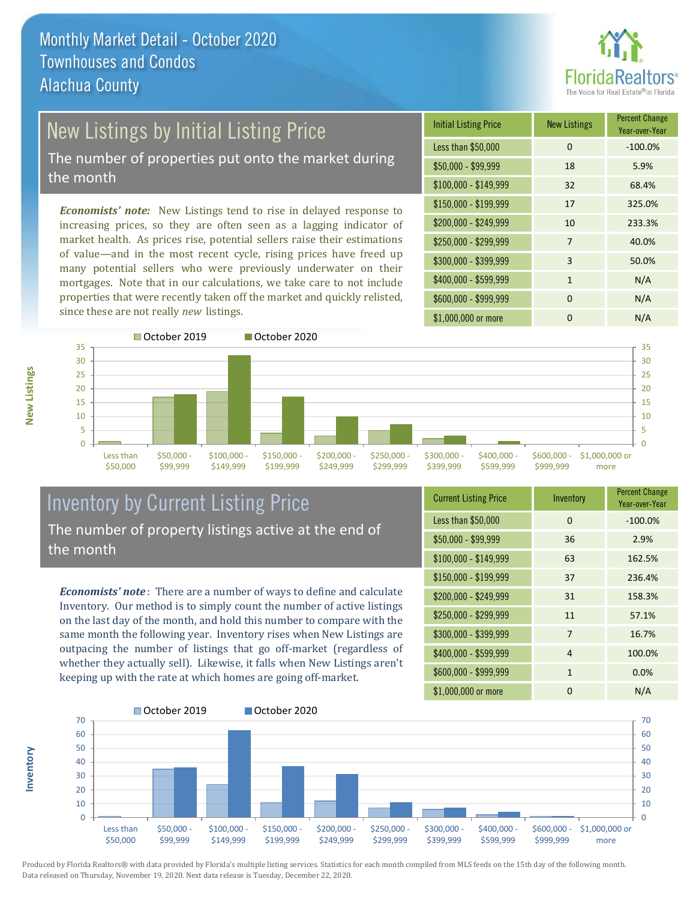# Monthly Market Detail - October 2020
## Townhouses and Condos
## Alachua County

## New Listings by Initial Listing Price

The number of properties put onto the market during the month

*Economists' note:* New Listings tend to rise in delayed response to increasing prices, so they are often seen as a lagging indicator of market health. As prices rise, potential sellers raise their estimations of value—and in the most recent cycle, rising prices have freed up many potential sellers who were previously underwater on their mortgages. Note that in our calculations, we take care to not include properties that were recently taken off the market and quickly relisted, since these are not really *new* listings.

| Initial Listing Price | New Listings | Percent Change Year-over-Year |
|---|---|---|
| Less than $50,000 | 0 | -100.0% |
| $50,000 - $99,999 | 18 | 5.9% |
| $100,000 - $149,999 | 32 | 68.4% |
| $150,000 - $199,999 | 17 | 325.0% |
| $200,000 - $249,999 | 10 | 233.3% |
| $250,000 - $299,999 | 7 | 40.0% |
| $300,000 - $399,999 | 3 | 50.0% |
| $400,000 - $599,999 | 1 | N/A |
| $600,000 - $999,999 | 0 | N/A |
| $1,000,000 or more | 0 | N/A |

## Inventory by Current Listing Price

The number of property listings active at the end of the month

*Economists' note*: There are a number of ways to define and calculate Inventory. Our method is to simply count the number of active listings on the last day of the month, and hold this number to compare with the same month the following year. Inventory rises when New Listings are outpacing the number of listings that go off-market (regardless of whether they actually sell). Likewise, it falls when New Listings aren't keeping up with the rate at which homes are going off-market.

| Current Listing Price | Inventory | Percent Change Year-over-Year |
|---|---|---|
| Less than $50,000 | 0 | -100.0% |
| $50,000 - $99,999 | 36 | 2.9% |
| $100,000 - $149,999 | 63 | 162.5% |
| $150,000 - $199,999 | 37 | 236.4% |
| $200,000 - $249,999 | 31 | 158.3% |
| $250,000 - $299,999 | 11 | 57.1% |
| $300,000 - $399,999 | 7 | 16.7% |
| $400,000 - $599,999 | 4 | 100.0% |
| $600,000 - $999,999 | 1 | 0.0% |
| $1,000,000 or more | 0 | N/A |

Produced by Florida Realtors® with data provided by Florida's multiple listing services. Statistics for each month compiled from MLS feeds on the 15th day of the following month. Data released on Thursday, November 19, 2020. Next data release is Tuesday, December 22, 2020.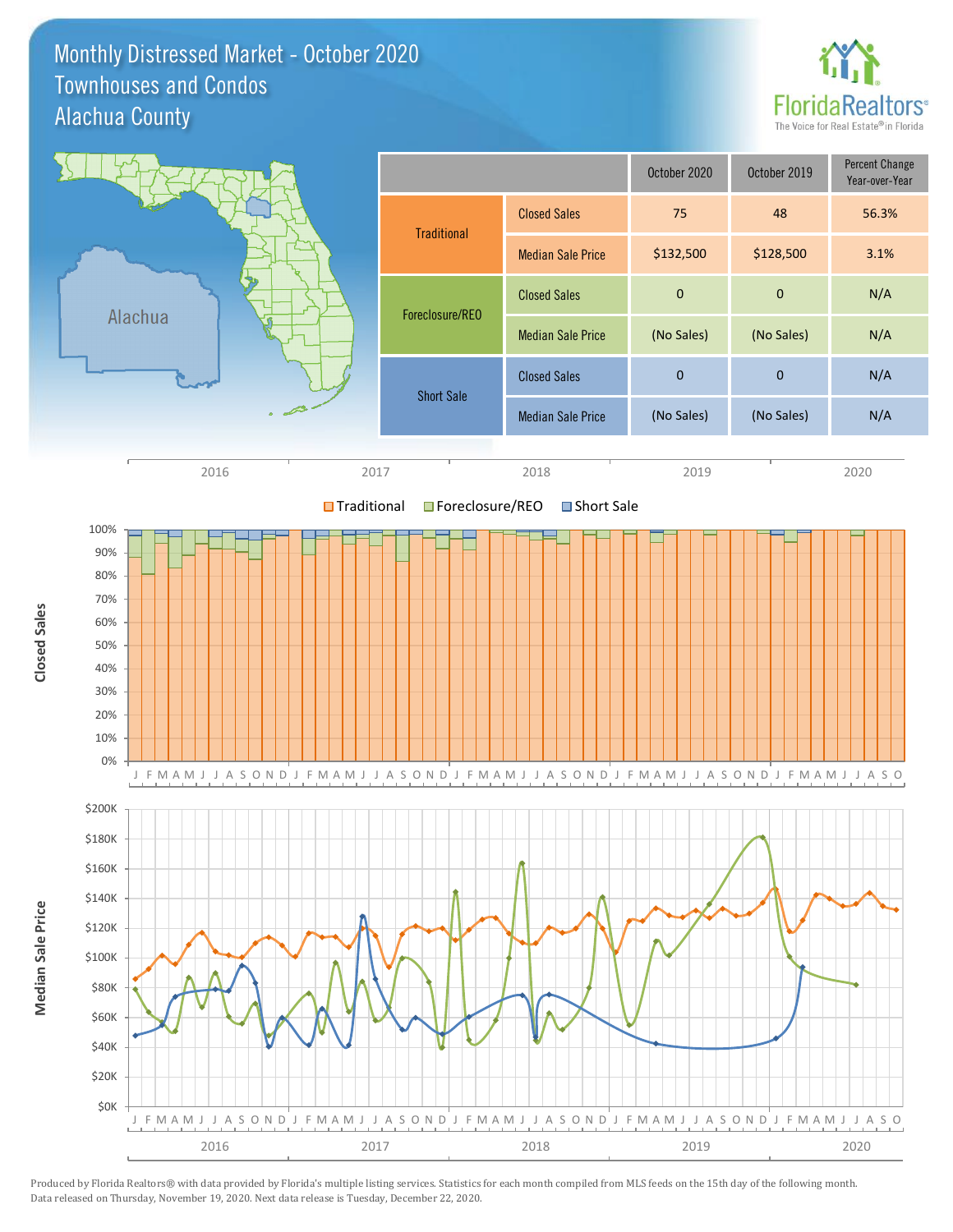# Monthly Distressed Market - October 2020
## Townhouses and Condos
## Alachua County

| | | October 2020 | October 2019 | Percent Change Year-over-Year |
|---|---|---|---|---|
| Traditional | Closed Sales | 75 | 48 | 56.3% |
| | Median Sale Price | $132,500 | $128,500 | 3.1% |
| Foreclosure/REO | Closed Sales | 0 | 0 | N/A |
| | Median Sale Price | (No Sales) | (No Sales) | N/A |
| Short Sale | Closed Sales | 0 | 0 | N/A |
| | Median Sale Price | (No Sales) | (No Sales) | N/A |

Produced by Florida Realtors® with data provided by Florida's multiple listing services. Statistics for each month compiled from MLS feeds on the 15th day of the following month. Data released on Thursday, November 19, 2020. Next data release is Tuesday, December 22, 2020.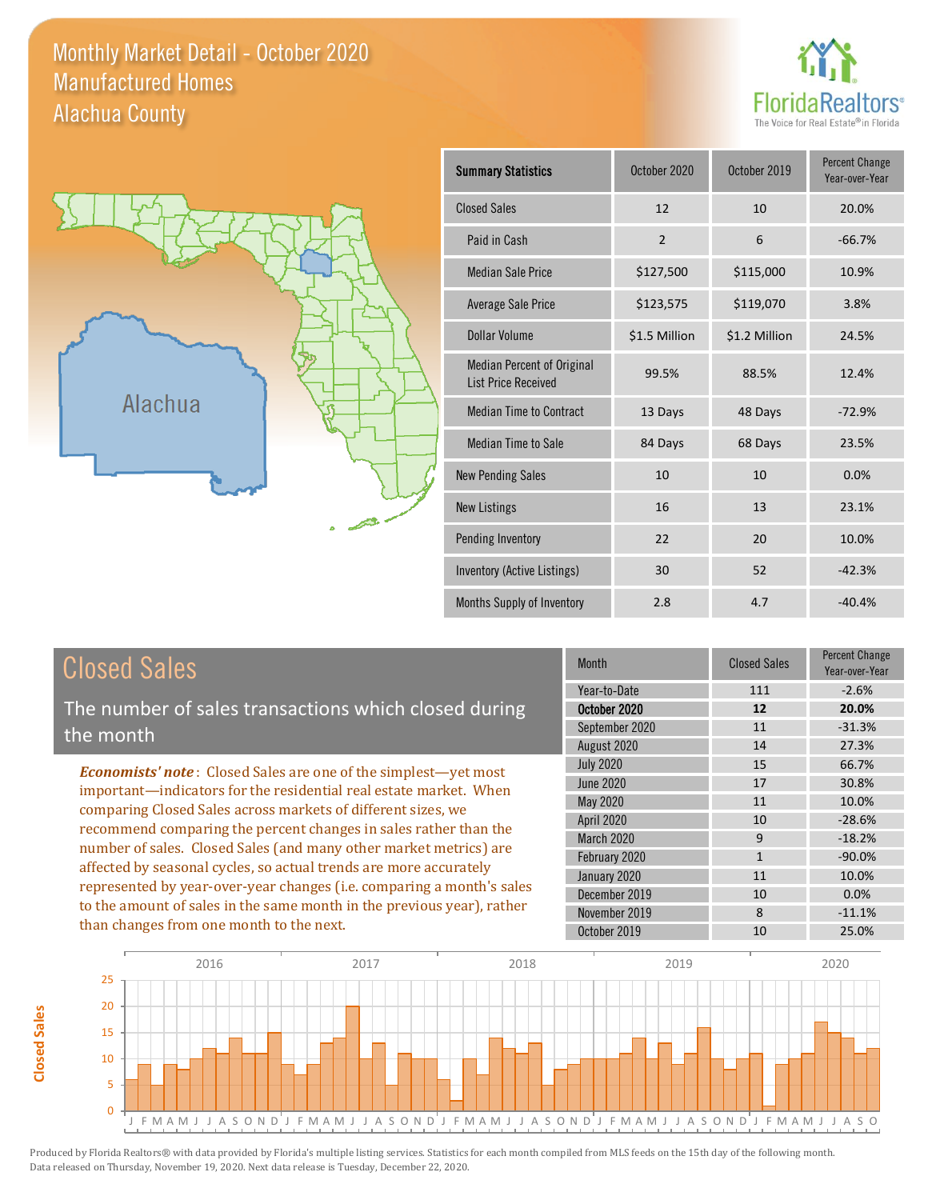# Monthly Market Detail - October 2020
## Manufactured Homes
## Alachua County

FloridaRealtors® The Voice for Real Estate® in Florida

Alachua

| Summary Statistics | October 2020 | October 2019 | Percent Change Year-over-Year |
|---|---|---|---|
| Closed Sales | 12 | 10 | 20.0% |
| Paid in Cash | 2 | 6 | -66.7% |
| Median Sale Price | $127,500 | $115,000 | 10.9% |
| Average Sale Price | $123,575 | $119,070 | 3.8% |
| Dollar Volume | $1.5 Million | $1.2 Million | 24.5% |
| Median Percent of Original List Price Received | 99.5% | 88.5% | 12.4% |
| Median Time to Contract | 13 Days | 48 Days | -72.9% |
| Median Time to Sale | 84 Days | 68 Days | 23.5% |
| New Pending Sales | 10 | 10 | 0.0% |
| New Listings | 16 | 13 | 23.1% |
| Pending Inventory | 22 | 20 | 10.0% |
| Inventory (Active Listings) | 30 | 52 | -42.3% |
| Months Supply of Inventory | 2.8 | 4.7 | -40.4% |

## Closed Sales

The number of sales transactions which closed during the month

*Economists' note*: Closed Sales are one of the simplest—yet most important—indicators for the residential real estate market. When comparing Closed Sales across markets of different sizes, we recommend comparing the percent changes in sales rather than the number of sales. Closed Sales (and many other market metrics) are affected by seasonal cycles, so actual trends are more accurately represented by year-over-year changes (i.e. comparing a month's sales to the amount of sales in the same month in the previous year), rather than changes from one month to the next.

| Month | Closed Sales | Percent Change Year-over-Year |
|---|---|---|
| Year-to-Date | 111 | -2.6% |
| **October 2020** | **12** | **20.0%** |
| September 2020 | 11 | -31.3% |
| August 2020 | 14 | 27.3% |
| July 2020 | 15 | 66.7% |
| June 2020 | 17 | 30.8% |
| May 2020 | 11 | 10.0% |
| April 2020 | 10 | -28.6% |
| March 2020 | 9 | -18.2% |
| February 2020 | 1 | -90.0% |
| January 2020 | 11 | 10.0% |
| December 2019 | 10 | 0.0% |
| November 2019 | 8 | -11.1% |
| October 2019 | 10 | 25.0% |

Produced by Florida Realtors® with data provided by Florida's multiple listing services. Statistics for each month compiled from MLS feeds on the 15th day of the following month. Data released on Thursday, November 19, 2020. Next data release is Tuesday, December 22, 2020.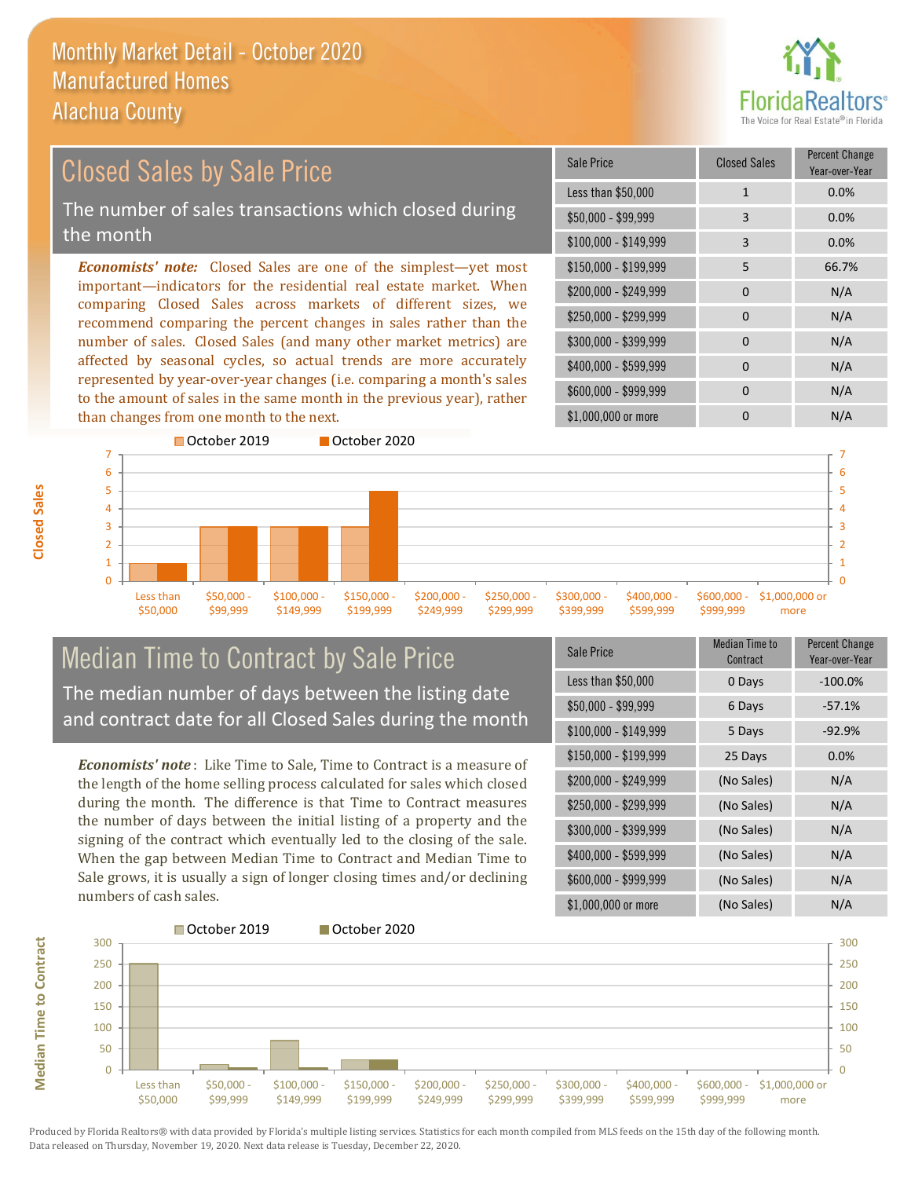Monthly Market Detail - October 2020
Manufactured Homes
Alachua County

## Closed Sales by Sale Price

The number of sales transactions which closed during the month

***Economists' note:*** Closed Sales are one of the simplest—yet most important—indicators for the residential real estate market. When comparing Closed Sales across markets of different sizes, we recommend comparing the percent changes in sales rather than the number of sales. Closed Sales (and many other market metrics) are affected by seasonal cycles, so actual trends are more accurately represented by year-over-year changes (i.e. comparing a month's sales to the amount of sales in the same month in the previous year), rather than changes from one month to the next.

| Sale Price | Closed Sales | Percent Change Year-over-Year |
|---|---|---|
| Less than $50,000 | 1 | 0.0% |
| $50,000 - $99,999 | 3 | 0.0% |
| $100,000 - $149,999 | 3 | 0.0% |
| $150,000 - $199,999 | 5 | 66.7% |
| $200,000 - $249,999 | 0 | N/A |
| $250,000 - $299,999 | 0 | N/A |
| $300,000 - $399,999 | 0 | N/A |
| $400,000 - $599,999 | 0 | N/A |
| $600,000 - $999,999 | 0 | N/A |
| $1,000,000 or more | 0 | N/A |

## Median Time to Contract by Sale Price

The median number of days between the listing date and contract date for all Closed Sales during the month

***Economists' note***: Like Time to Sale, Time to Contract is a measure of the length of the home selling process calculated for sales which closed during the month. The difference is that Time to Contract measures the number of days between the initial listing of a property and the signing of the contract which eventually led to the closing of the sale. When the gap between Median Time to Contract and Median Time to Sale grows, it is usually a sign of longer closing times and/or declining numbers of cash sales.

| Sale Price | Median Time to Contract | Percent Change Year-over-Year |
|---|---|---|
| Less than $50,000 | 0 Days | -100.0% |
| $50,000 - $99,999 | 6 Days | -57.1% |
| $100,000 - $149,999 | 5 Days | -92.9% |
| $150,000 - $199,999 | 25 Days | 0.0% |
| $200,000 - $249,999 | (No Sales) | N/A |
| $250,000 - $299,999 | (No Sales) | N/A |
| $300,000 - $399,999 | (No Sales) | N/A |
| $400,000 - $599,999 | (No Sales) | N/A |
| $600,000 - $999,999 | (No Sales) | N/A |
| $1,000,000 or more | (No Sales) | N/A |

Produced by Florida Realtors® with data provided by Florida's multiple listing services. Statistics for each month compiled from MLS feeds on the 15th day of the following month. Data released on Thursday, November 19, 2020. Next data release is Tuesday, December 22, 2020.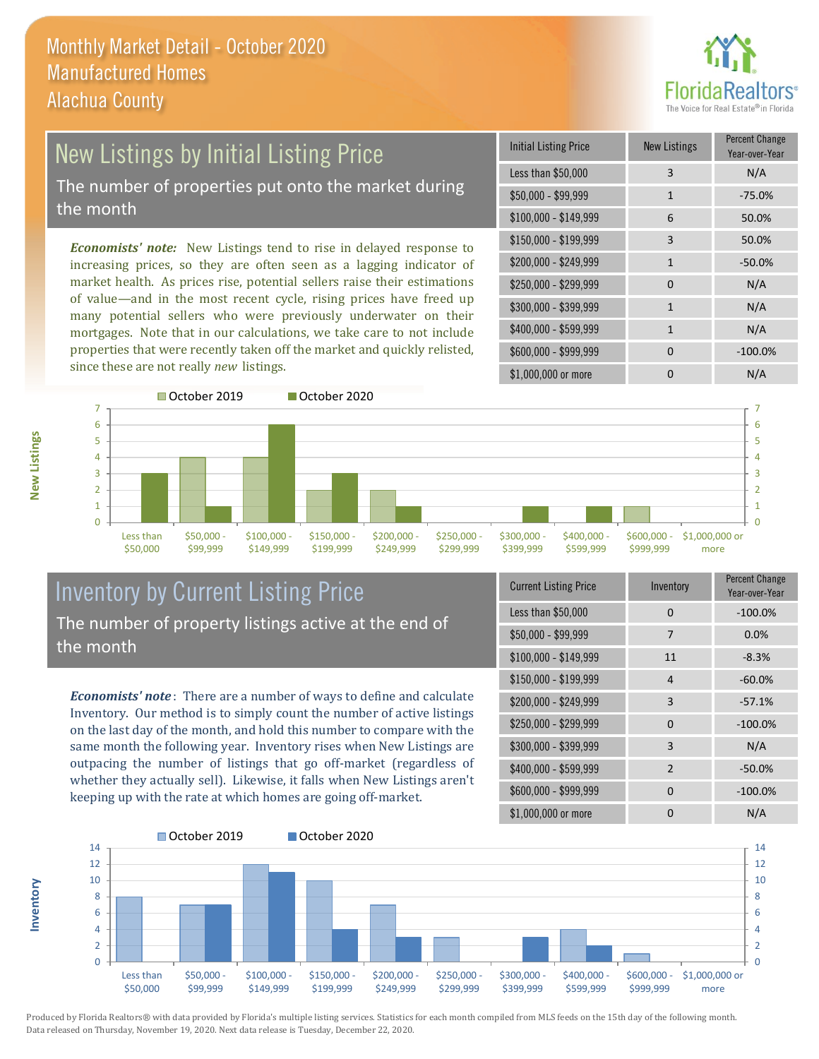# Monthly Market Detail - October 2020
## Manufactured Homes
## Alachua County

## New Listings by Initial Listing Price

The number of properties put onto the market during the month

*Economists' note:* New Listings tend to rise in delayed response to increasing prices, so they are often seen as a lagging indicator of market health. As prices rise, potential sellers raise their estimations of value—and in the most recent cycle, rising prices have freed up many potential sellers who were previously underwater on their mortgages. Note that in our calculations, we take care to not include properties that were recently taken off the market and quickly relisted, since these are not really *new* listings.

| Initial Listing Price | New Listings | Percent Change Year-over-Year |
|---|---|---|
| Less than $50,000 | 3 | N/A |
| $50,000 - $99,999 | 1 | -75.0% |
| $100,000 - $149,999 | 6 | 50.0% |
| $150,000 - $199,999 | 3 | 50.0% |
| $200,000 - $249,999 | 1 | -50.0% |
| $250,000 - $299,999 | 0 | N/A |
| $300,000 - $399,999 | 1 | N/A |
| $400,000 - $599,999 | 1 | N/A |
| $600,000 - $999,999 | 0 | -100.0% |
| $1,000,000 or more | 0 | N/A |

## Inventory by Current Listing Price

The number of property listings active at the end of the month

*Economists' note*: There are a number of ways to define and calculate Inventory. Our method is to simply count the number of active listings on the last day of the month, and hold this number to compare with the same month the following year. Inventory rises when New Listings are outpacing the number of listings that go off-market (regardless of whether they actually sell). Likewise, it falls when New Listings aren't keeping up with the rate at which homes are going off-market.

| Current Listing Price | Inventory | Percent Change Year-over-Year |
|---|---|---|
| Less than $50,000 | 0 | -100.0% |
| $50,000 - $99,999 | 7 | 0.0% |
| $100,000 - $149,999 | 11 | -8.3% |
| $150,000 - $199,999 | 4 | -60.0% |
| $200,000 - $249,999 | 3 | -57.1% |
| $250,000 - $299,999 | 0 | -100.0% |
| $300,000 - $399,999 | 3 | N/A |
| $400,000 - $599,999 | 2 | -50.0% |
| $600,000 - $999,999 | 0 | -100.0% |
| $1,000,000 or more | 0 | N/A |

Produced by Florida Realtors® with data provided by Florida's multiple listing services. Statistics for each month compiled from MLS feeds on the 15th day of the following month. Data released on Thursday, November 19, 2020. Next data release is Tuesday, December 22, 2020.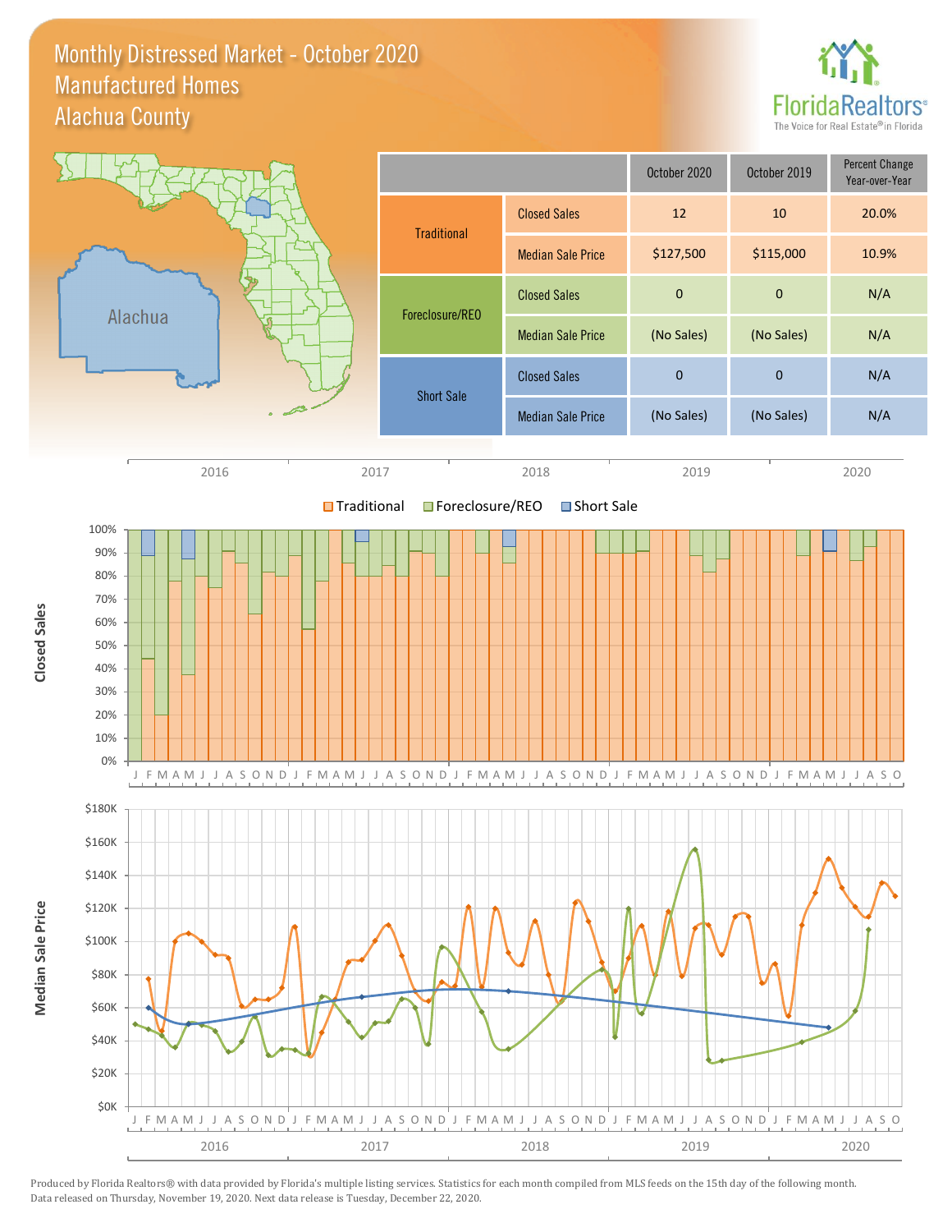# Monthly Distressed Market - October 2020
## Manufactured Homes
## Alachua County

FloridaRealtors® The Voice for Real Estate® in Florida

Alachua

| | | October 2020 | October 2019 | Percent Change Year-over-Year |
|---|---|---|---|---|
| Traditional | Closed Sales | 12 | 10 | 20.0% |
| | Median Sale Price | $127,500 | $115,000 | 10.9% |
| Foreclosure/REO | Closed Sales | 0 | 0 | N/A |
| | Median Sale Price | (No Sales) | (No Sales) | N/A |
| Short Sale | Closed Sales | 0 | 0 | N/A |
| | Median Sale Price | (No Sales) | (No Sales) | N/A |

2016 2017 2018 2019 2020

Traditional Foreclosure/REO Short Sale

Closed Sales

100% 90% 80% 70% 60% 50% 40% 30% 20% 10% 0%

J F M A M J J A S O N D J F M A M J J A S O N D J F M A M J J A S O N D J F M A M J J A S O N D J F M A M J J A S O

Median Sale Price

$180K $160K $140K $120K $100K $80K $60K $40K $20K $0K

J F M A M J J A S O N D J F M A M J J A S O N D J F M A M J J A S O N D J F M A M J J A S O N D J F M A M J J A S O

2016 2017 2018 2019 2020

Produced by Florida Realtors® with data provided by Florida's multiple listing services. Statistics for each month compiled from MLS feeds on the 15th day of the following month. Data released on Thursday, November 19, 2020. Next data release is Tuesday, December 22, 2020.